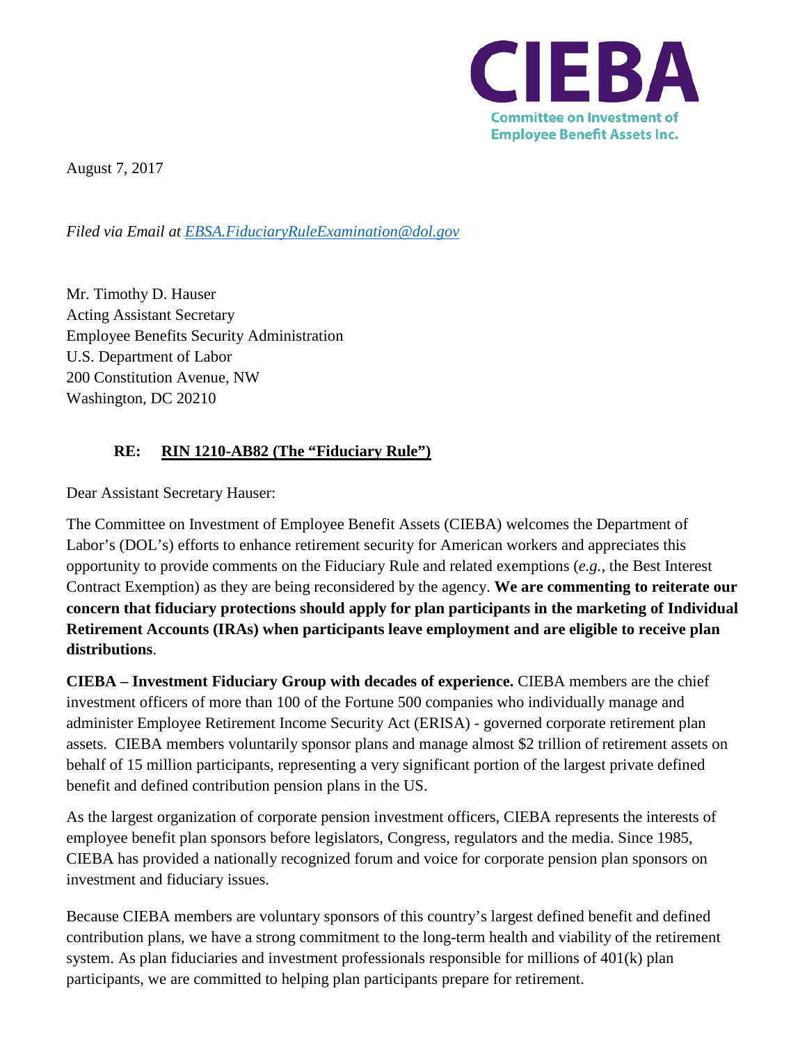**CIEBA**
Committee on Investment of Employee Benefit Assets Inc.

August 7, 2017

*Filed via Email at [EBSA.FiduciaryRuleExamination@dol.gov](mailto:EBSA.FiduciaryRuleExamination@dol.gov)*

Mr. Timothy D. Hauser
Acting Assistant Secretary
Employee Benefits Security Administration
U.S. Department of Labor
200 Constitution Avenue, NW
Washington, DC 20210

**RE: RIN 1210-AB82 (The "Fiduciary Rule")**

Dear Assistant Secretary Hauser:

The Committee on Investment of Employee Benefit Assets (CIEBA) welcomes the Department of Labor's (DOL's) efforts to enhance retirement security for American workers and appreciates this opportunity to provide comments on the Fiduciary Rule and related exemptions (*e.g.*, the Best Interest Contract Exemption) as they are being reconsidered by the agency. **We are commenting to reiterate our concern that fiduciary protections should apply for plan participants in the marketing of Individual Retirement Accounts (IRAs) when participants leave employment and are eligible to receive plan distributions**.

**CIEBA – Investment Fiduciary Group with decades of experience.** CIEBA members are the chief investment officers of more than 100 of the Fortune 500 companies who individually manage and administer Employee Retirement Income Security Act (ERISA) - governed corporate retirement plan assets. CIEBA members voluntarily sponsor plans and manage almost $2 trillion of retirement assets on behalf of 15 million participants, representing a very significant portion of the largest private defined benefit and defined contribution pension plans in the US.

As the largest organization of corporate pension investment officers, CIEBA represents the interests of employee benefit plan sponsors before legislators, Congress, regulators and the media. Since 1985, CIEBA has provided a nationally recognized forum and voice for corporate pension plan sponsors on investment and fiduciary issues.

Because CIEBA members are voluntary sponsors of this country's largest defined benefit and defined contribution plans, we have a strong commitment to the long-term health and viability of the retirement system. As plan fiduciaries and investment professionals responsible for millions of 401(k) plan participants, we are committed to helping plan participants prepare for retirement.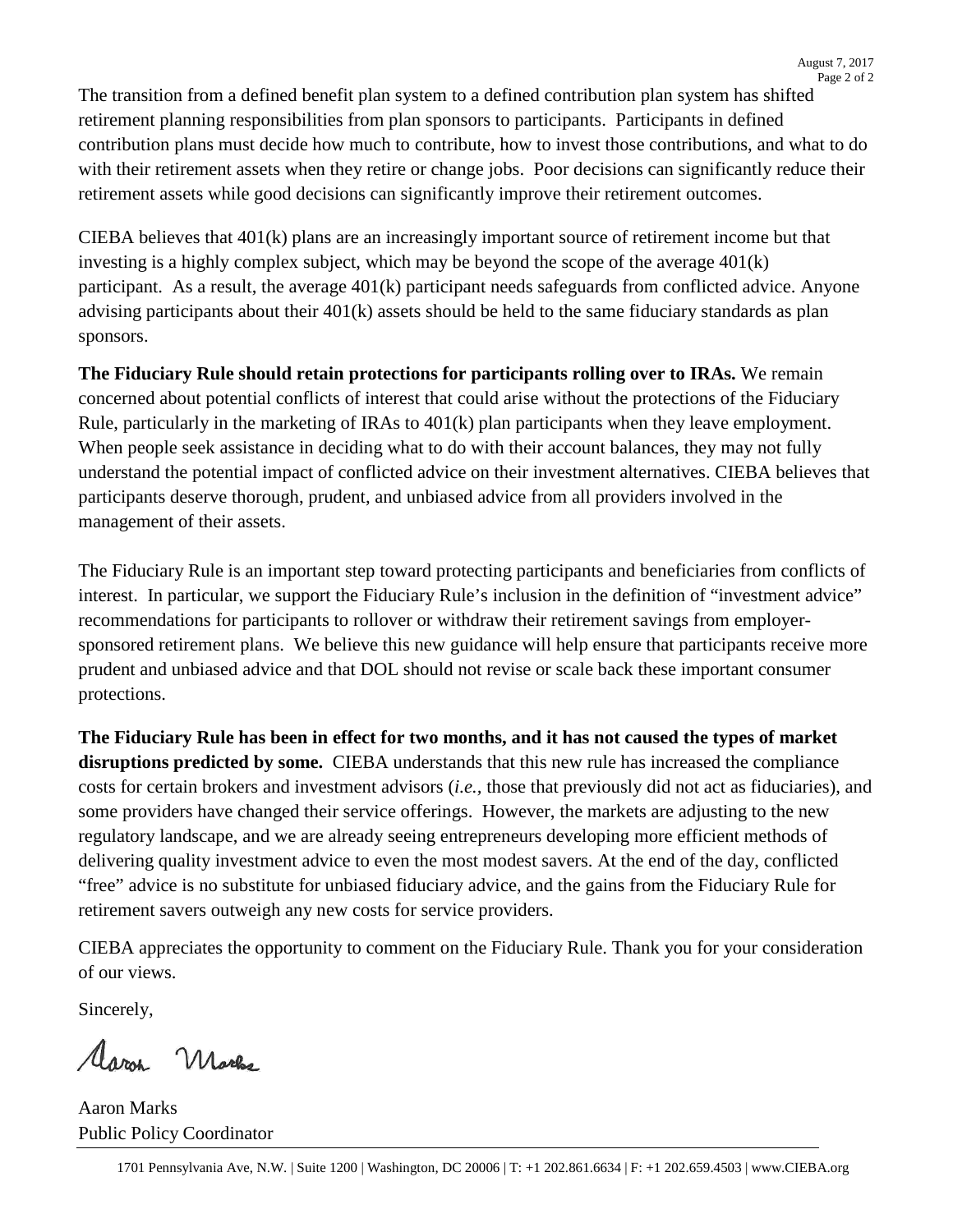The transition from a defined benefit plan system to a defined contribution plan system has shifted retirement planning responsibilities from plan sponsors to participants. Participants in defined contribution plans must decide how much to contribute, how to invest those contributions, and what to do with their retirement assets when they retire or change jobs. Poor decisions can significantly reduce their retirement assets while good decisions can significantly improve their retirement outcomes.

CIEBA believes that 401(k) plans are an increasingly important source of retirement income but that investing is a highly complex subject, which may be beyond the scope of the average 401(k) participant. As a result, the average 401(k) participant needs safeguards from conflicted advice. Anyone advising participants about their 401(k) assets should be held to the same fiduciary standards as plan sponsors.

**The Fiduciary Rule should retain protections for participants rolling over to IRAs.** We remain concerned about potential conflicts of interest that could arise without the protections of the Fiduciary Rule, particularly in the marketing of IRAs to 401(k) plan participants when they leave employment. When people seek assistance in deciding what to do with their account balances, they may not fully understand the potential impact of conflicted advice on their investment alternatives. CIEBA believes that participants deserve thorough, prudent, and unbiased advice from all providers involved in the management of their assets.

The Fiduciary Rule is an important step toward protecting participants and beneficiaries from conflicts of interest. In particular, we support the Fiduciary Rule's inclusion in the definition of "investment advice" recommendations for participants to rollover or withdraw their retirement savings from employer-sponsored retirement plans. We believe this new guidance will help ensure that participants receive more prudent and unbiased advice and that DOL should not revise or scale back these important consumer protections.

**The Fiduciary Rule has been in effect for two months, and it has not caused the types of market disruptions predicted by some.** CIEBA understands that this new rule has increased the compliance costs for certain brokers and investment advisors (*i.e.,* those that previously did not act as fiduciaries), and some providers have changed their service offerings. However, the markets are adjusting to the new regulatory landscape, and we are already seeing entrepreneurs developing more efficient methods of delivering quality investment advice to even the most modest savers. At the end of the day, conflicted "free" advice is no substitute for unbiased fiduciary advice, and the gains from the Fiduciary Rule for retirement savers outweigh any new costs for service providers.

CIEBA appreciates the opportunity to comment on the Fiduciary Rule. Thank you for your consideration of our views.

Sincerely,

Aaron Marks

Aaron Marks
Public Policy Coordinator

1701 Pennsylvania Ave, N.W. | Suite 1200 | Washington, DC 20006 | T: +1 202.861.6634 | F: +1 202.659.4503 | www.CIEBA.org